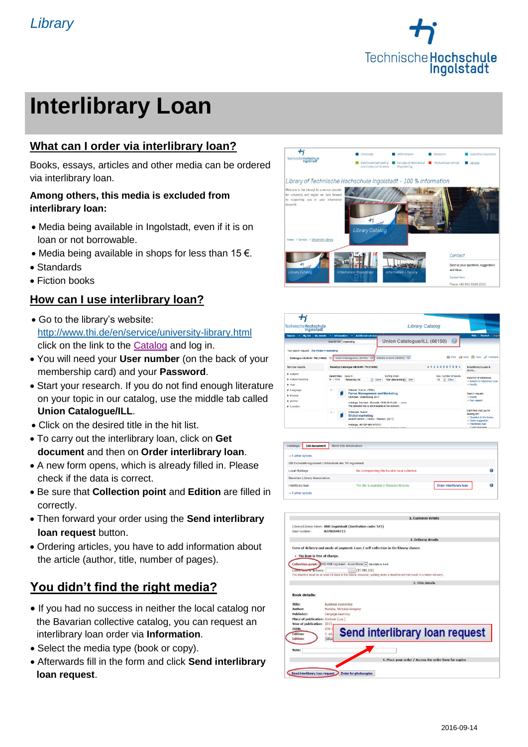Library

Technische Hochschule Ingolstadt

# Interlibrary Loan

## What can I order via interlibrary loan?

Books, essays, articles and other media can be ordered via interlibrary loan.

**Among others, this media is excluded from interlibrary loan:**

- Media being available in Ingolstadt, even if it is on loan or not borrowable.
- Media being available in shops for less than 15 €.
- Standards
- Fiction books

## How can I use interlibrary loan?

- Go to the library's website: http://www.thi.de/en/service/university-library.html click on the link to the Catalog and log in.
- You will need your **User number** (on the back of your membership card) and your **Password**.
- Start your research. If you do not find enough literature on your topic in our catalog, use the middle tab called **Union Catalogue/ILL**.
- Click on the desired title in the hit list.
- To carry out the interlibrary loan, click on **Get document** and then on **Order interlibrary loan**.
- A new form opens, which is already filled in. Please check if the data is correct.
- Be sure that **Collection point** and **Edition** are filled in correctly.
- Then forward your order using the **Send interlibrary loan request** button.
- Ordering articles, you have to add information about the article (author, title, number of pages).

## You didn't find the right media?

- If you had no success in neither the local catalog nor the Bavarian collective catalog, you can request an interlibrary loan order via **Information**.
- Select the media type (book or copy).
- Afterwards fill in the form and click **Send interlibrary loan request**.

2016-09-14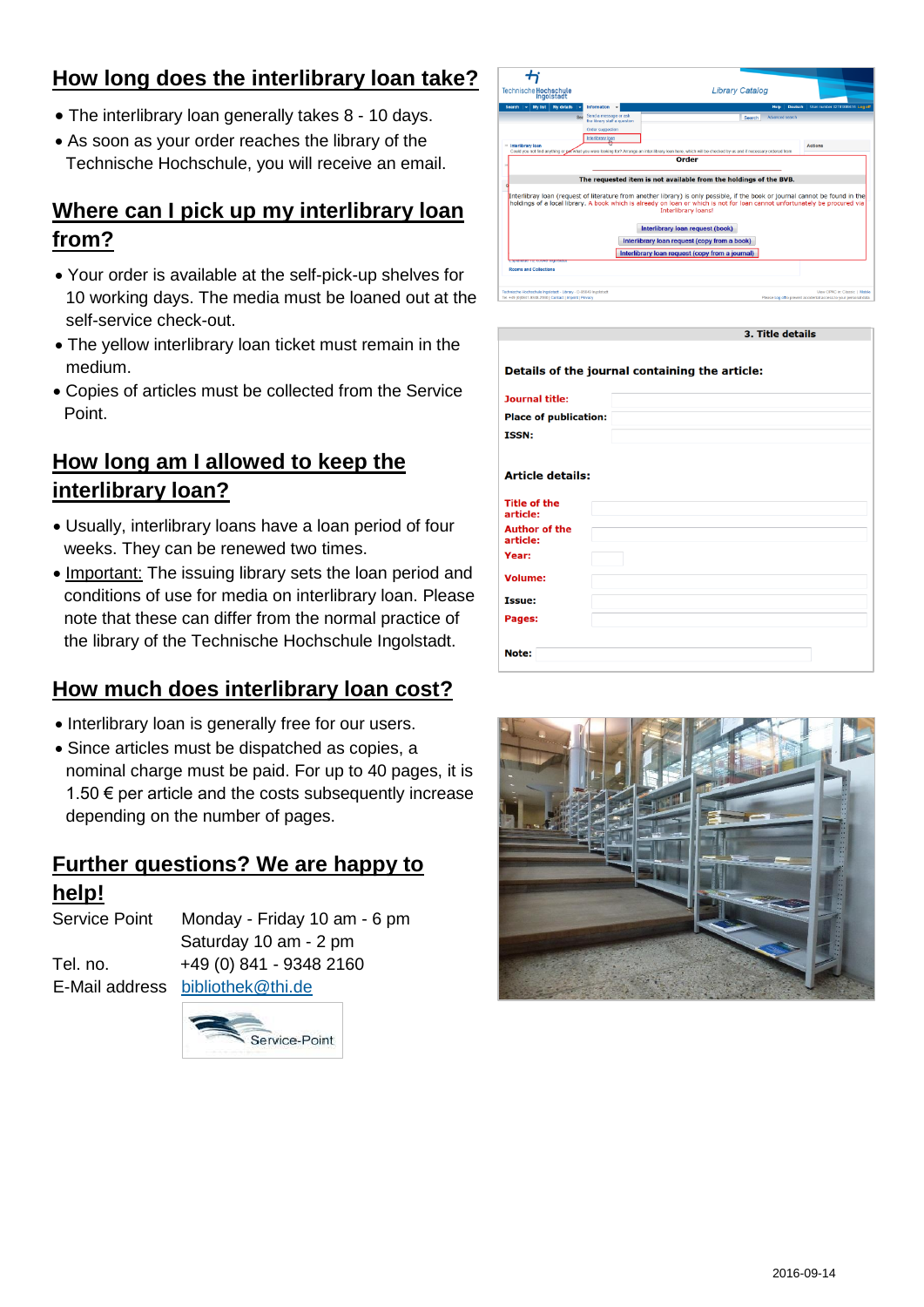## How long does the interlibrary loan take?

- The interlibrary loan generally takes 8 - 10 days.
- As soon as your order reaches the library of the Technische Hochschule, you will receive an email.

## Where can I pick up my interlibrary loan from?

- Your order is available at the self-pick-up shelves for 10 working days. The media must be loaned out at the self-service check-out.
- The yellow interlibrary loan ticket must remain in the medium.
- Copies of articles must be collected from the Service Point.

## How long am I allowed to keep the interlibrary loan?

- Usually, interlibrary loans have a loan period of four weeks. They can be renewed two times.
- Important: The issuing library sets the loan period and conditions of use for media on interlibrary loan. Please note that these can differ from the normal practice of the library of the Technische Hochschule Ingolstadt.

## How much does interlibrary loan cost?

- Interlibrary loan is generally free for our users.
- Since articles must be dispatched as copies, a nominal charge must be paid. For up to 40 pages, it is 1.50 € per article and the costs subsequently increase depending on the number of pages.

## Further questions? We are happy to help!

| | |
|---|---|
| Service Point | Monday - Friday 10 am - 6 pm |
| | Saturday 10 am - 2 pm |
| Tel. no. | +49 (0) 841 - 9348 2160 |
| E-Mail address | bibliothek@thi.de |

Service-Point

Library Catalog

Order

The requested item is not available from the holdings of the BVB.

Interlibray loan (request of literature from another library) is only possible, if the book or journal cannot be found in the holdings of a local library. A book which is already on loan or which is not for loan cannot unfortunately be procured via Interlibrary loans!

Interlibrary loan request (book)

Interlibrary loan request (copy from a book)

Interlibrary loan request (copy from a journal)

3. Title details

Details of the journal containing the article:

Journal title:

Place of publication:

ISSN:

Article details:

Title of the article:

Author of the article:

Year:

Volume:

Issue:

Pages:

Note:

2016-09-14